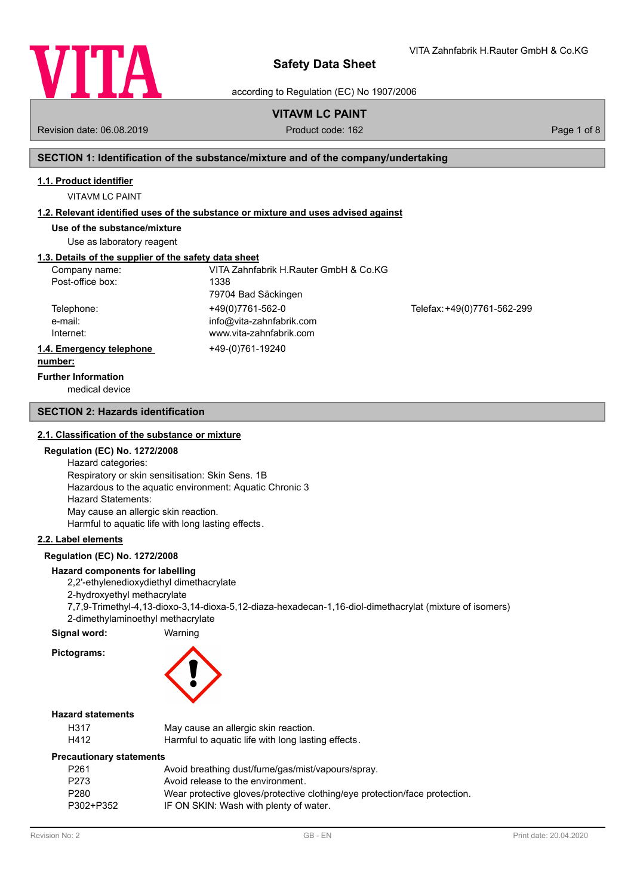# Safety Data Sheet

according to Regulation (EC) No 1907/2006

VITA Zahnfabrik H.Rauter GmbH & Co.KG

**VITAVM LC PAINT**

Revision date: 06.08.2019 Product code: 162

## SECTION 1: Identification of the substance/mixture and of the company/undertaking

### 1.1. Product identifier

VITAVM LC PAINT

### 1.2. Relevant identified uses of the substance or mixture and uses advised against

**Use of the substance/mixture**

Use as laboratory reagent

### 1.3. Details of the supplier of the safety data sheet

| | | |
|---|---|---|
| Company name: | VITA Zahnfabrik H.Rauter GmbH & Co.KG | |
| Post-office box: | 1338 | |
| | 79704 Bad Säckingen | |
| Telephone: | +49(0)7761-562-0 | Telefax: +49(0)7761-562-299 |
| e-mail: | info@vita-zahnfabrik.com | |
| Internet: | www.vita-zahnfabrik.com | |

### 1.4. Emergency telephone number:

+49-(0)761-19240

**Further Information**

medical device

## SECTION 2: Hazards identification

### 2.1. Classification of the substance or mixture

**Regulation (EC) No. 1272/2008**

Hazard categories:
Respiratory or skin sensitisation: Skin Sens. 1B
Hazardous to the aquatic environment: Aquatic Chronic 3
Hazard Statements:
May cause an allergic skin reaction.
Harmful to aquatic life with long lasting effects.

### 2.2. Label elements

**Regulation (EC) No. 1272/2008**

**Hazard components for labelling**

2,2'-ethylenedioxydiethyl dimethacrylate
2-hydroxyethyl methacrylate
7,7,9-Trimethyl-4,13-dioxo-3,14-dioxa-5,12-diaza-hexadecan-1,16-diol-dimethacrylat (mixture of isomers)
2-dimethylaminoethyl methacrylate

**Signal word:** Warning

**Pictograms:**

**Hazard statements**

| | |
|---|---|
| H317 | May cause an allergic skin reaction. |
| H412 | Harmful to aquatic life with long lasting effects. |

**Precautionary statements**

| | |
|---|---|
| P261 | Avoid breathing dust/fume/gas/mist/vapours/spray. |
| P273 | Avoid release to the environment. |
| P280 | Wear protective gloves/protective clothing/eye protection/face protection. |
| P302+P352 | IF ON SKIN: Wash with plenty of water. |

Revision No: 2 GB - EN Print date: 20.04.2020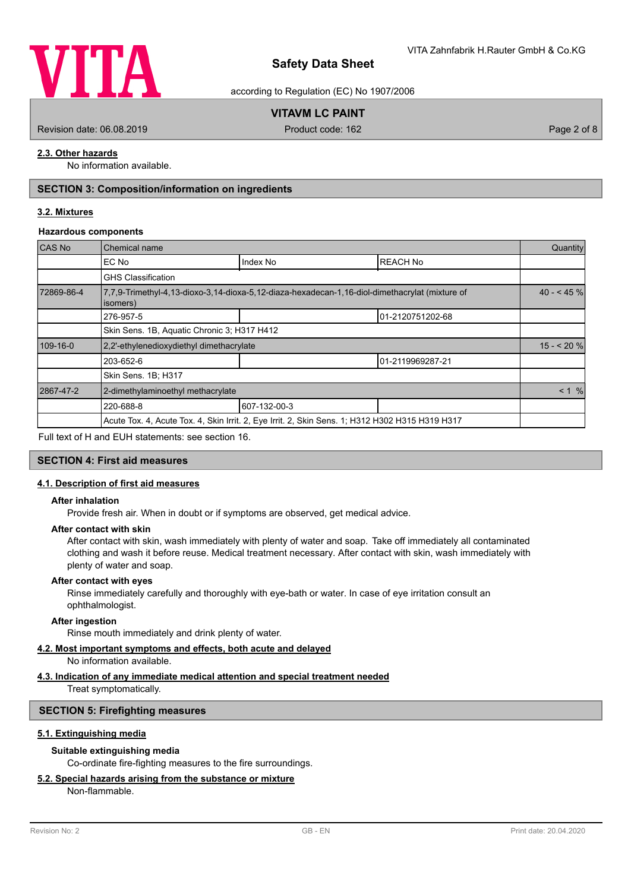### 2.3. Other hazards

No information available.

## SECTION 3: Composition/information on ingredients

### 3.2. Mixtures

**Hazardous components**

| CAS No | Chemical name | | | Quantity |
|---|---|---|---|---|
| | EC No | Index No | REACH No | |
| | GHS Classification | | | |
| 72869-86-4 | 7,7,9-Trimethyl-4,13-dioxo-3,14-dioxa-5,12-diaza-hexadecan-1,16-diol-dimethacrylat (mixture of isomers) | | | 40 - < 45 % |
| | 276-957-5 | | 01-2120751202-68 | |
| | Skin Sens. 1B, Aquatic Chronic 3; H317 H412 | | | |
| 109-16-0 | 2,2'-ethylenedioxydiethyl dimethacrylate | | | 15 - < 20 % |
| | 203-652-6 | | 01-2119969287-21 | |
| | Skin Sens. 1B; H317 | | | |
| 2867-47-2 | 2-dimethylaminoethyl methacrylate | | | < 1 % |
| | 220-688-8 | 607-132-00-3 | | |
| | Acute Tox. 4, Acute Tox. 4, Skin Irrit. 2, Eye Irrit. 2, Skin Sens. 1; H312 H302 H315 H319 H317 | | | |

Full text of H and EUH statements: see section 16.

## SECTION 4: First aid measures

### 4.1. Description of first aid measures

**After inhalation**

Provide fresh air. When in doubt or if symptoms are observed, get medical advice.

**After contact with skin**

After contact with skin, wash immediately with plenty of water and soap. Take off immediately all contaminated clothing and wash it before reuse. Medical treatment necessary. After contact with skin, wash immediately with plenty of water and soap.

**After contact with eyes**

Rinse immediately carefully and thoroughly with eye-bath or water. In case of eye irritation consult an ophthalmologist.

**After ingestion**

Rinse mouth immediately and drink plenty of water.

### 4.2. Most important symptoms and effects, both acute and delayed

No information available.

### 4.3. Indication of any immediate medical attention and special treatment needed

Treat symptomatically.

## SECTION 5: Firefighting measures

### 5.1. Extinguishing media

**Suitable extinguishing media**

Co-ordinate fire-fighting measures to the fire surroundings.

### 5.2. Special hazards arising from the substance or mixture

Non-flammable.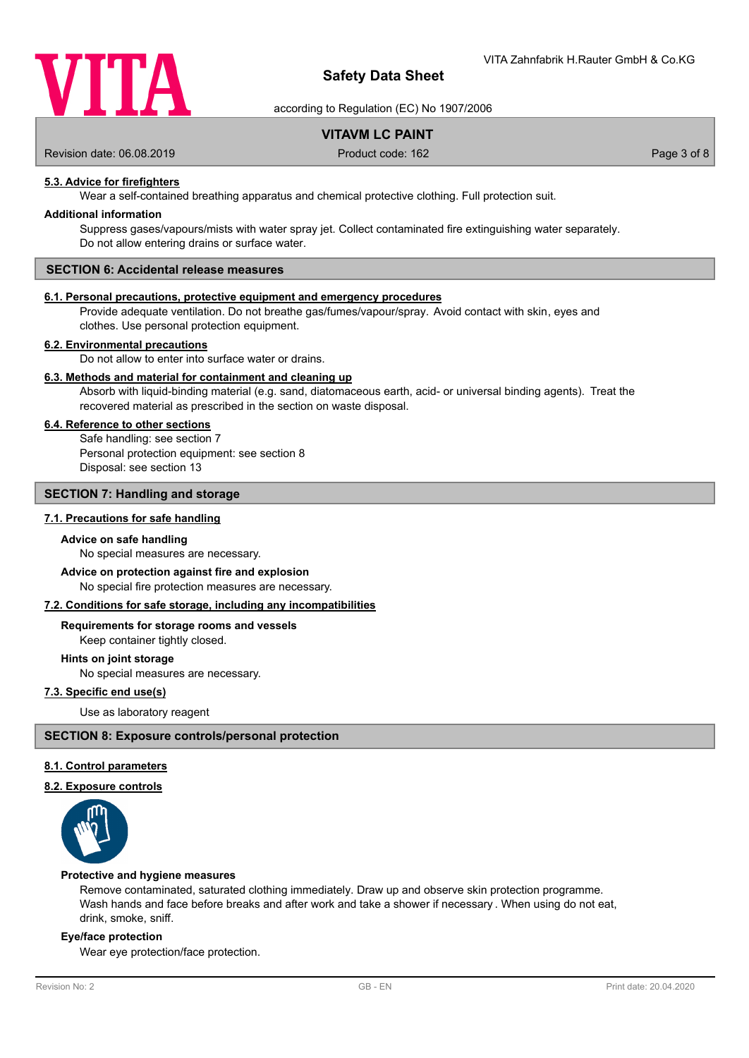### 5.3. Advice for firefighters

Wear a self-contained breathing apparatus and chemical protective clothing. Full protection suit.

**Additional information**

Suppress gases/vapours/mists with water spray jet. Collect contaminated fire extinguishing water separately. Do not allow entering drains or surface water.

## SECTION 6: Accidental release measures

### 6.1. Personal precautions, protective equipment and emergency procedures

Provide adequate ventilation. Do not breathe gas/fumes/vapour/spray. Avoid contact with skin, eyes and clothes. Use personal protection equipment.

### 6.2. Environmental precautions

Do not allow to enter into surface water or drains.

### 6.3. Methods and material for containment and cleaning up

Absorb with liquid-binding material (e.g. sand, diatomaceous earth, acid- or universal binding agents). Treat the recovered material as prescribed in the section on waste disposal.

### 6.4. Reference to other sections

Safe handling: see section 7
Personal protection equipment: see section 8
Disposal: see section 13

## SECTION 7: Handling and storage

### 7.1. Precautions for safe handling

**Advice on safe handling**

No special measures are necessary.

**Advice on protection against fire and explosion**

No special fire protection measures are necessary.

### 7.2. Conditions for safe storage, including any incompatibilities

**Requirements for storage rooms and vessels**

Keep container tightly closed.

**Hints on joint storage**

No special measures are necessary.

### 7.3. Specific end use(s)

Use as laboratory reagent

## SECTION 8: Exposure controls/personal protection

### 8.1. Control parameters

### 8.2. Exposure controls

**Protective and hygiene measures**

Remove contaminated, saturated clothing immediately. Draw up and observe skin protection programme. Wash hands and face before breaks and after work and take a shower if necessary . When using do not eat, drink, smoke, sniff.

**Eye/face protection**

Wear eye protection/face protection.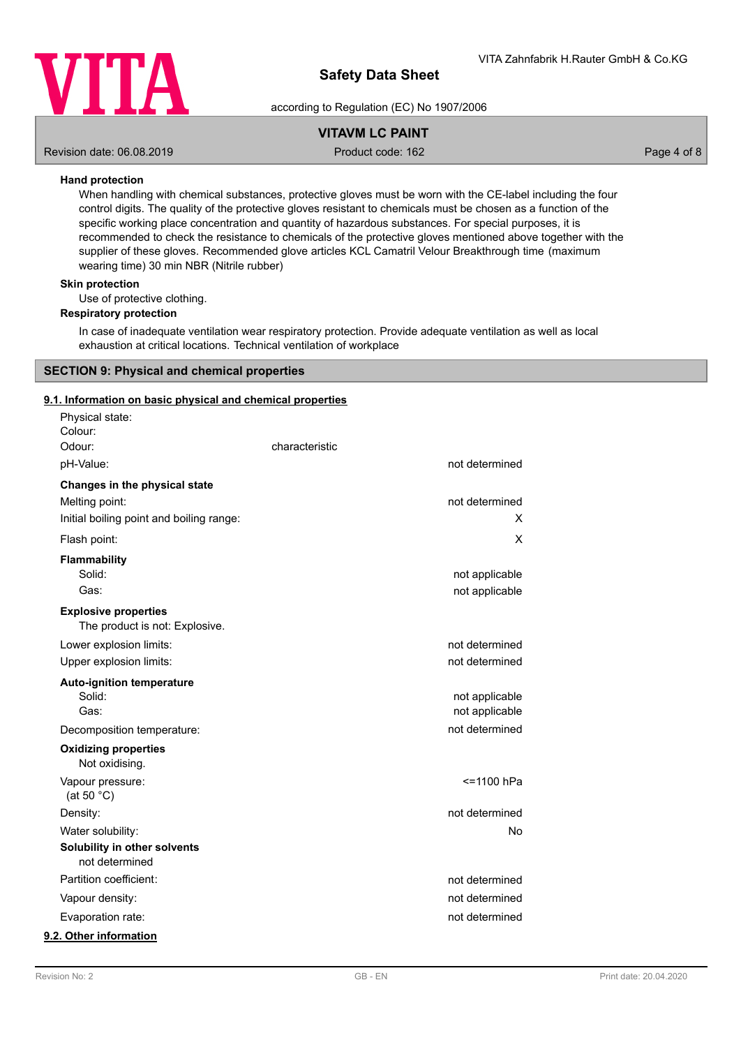**Hand protection**

When handling with chemical substances, protective gloves must be worn with the CE-label including the four control digits. The quality of the protective gloves resistant to chemicals must be chosen as a function of the specific working place concentration and quantity of hazardous substances. For special purposes, it is recommended to check the resistance to chemicals of the protective gloves mentioned above together with the supplier of these gloves. Recommended glove articles KCL Camatril Velour Breakthrough time (maximum wearing time) 30 min NBR (Nitrile rubber)

**Skin protection**

Use of protective clothing.

**Respiratory protection**

In case of inadequate ventilation wear respiratory protection. Provide adequate ventilation as well as local exhaustion at critical locations. Technical ventilation of workplace

## SECTION 9: Physical and chemical properties

### 9.1. Information on basic physical and chemical properties

| | | |
|---|---|---|
| Physical state: | | |
| Colour: | | |
| Odour: | characteristic | |
| pH-Value: | | not determined |
| **Changes in the physical state** | | |
| Melting point: | | not determined |
| Initial boiling point and boiling range: | | X |
| Flash point: | | X |
| **Flammability** | | |
| Solid: | | not applicable |
| Gas: | | not applicable |
| **Explosive properties** | | |
| The product is not: Explosive. | | |
| Lower explosion limits: | | not determined |
| Upper explosion limits: | | not determined |
| **Auto-ignition temperature** | | |
| Solid: | | not applicable |
| Gas: | | not applicable |
| Decomposition temperature: | | not determined |
| **Oxidizing properties** | | |
| Not oxidising. | | |
| Vapour pressure: (at 50 °C) | | <=1100 hPa |
| Density: | | not determined |
| Water solubility: | | No |
| **Solubility in other solvents** | | |
| not determined | | |
| Partition coefficient: | | not determined |
| Vapour density: | | not determined |
| Evaporation rate: | | not determined |

### 9.2. Other information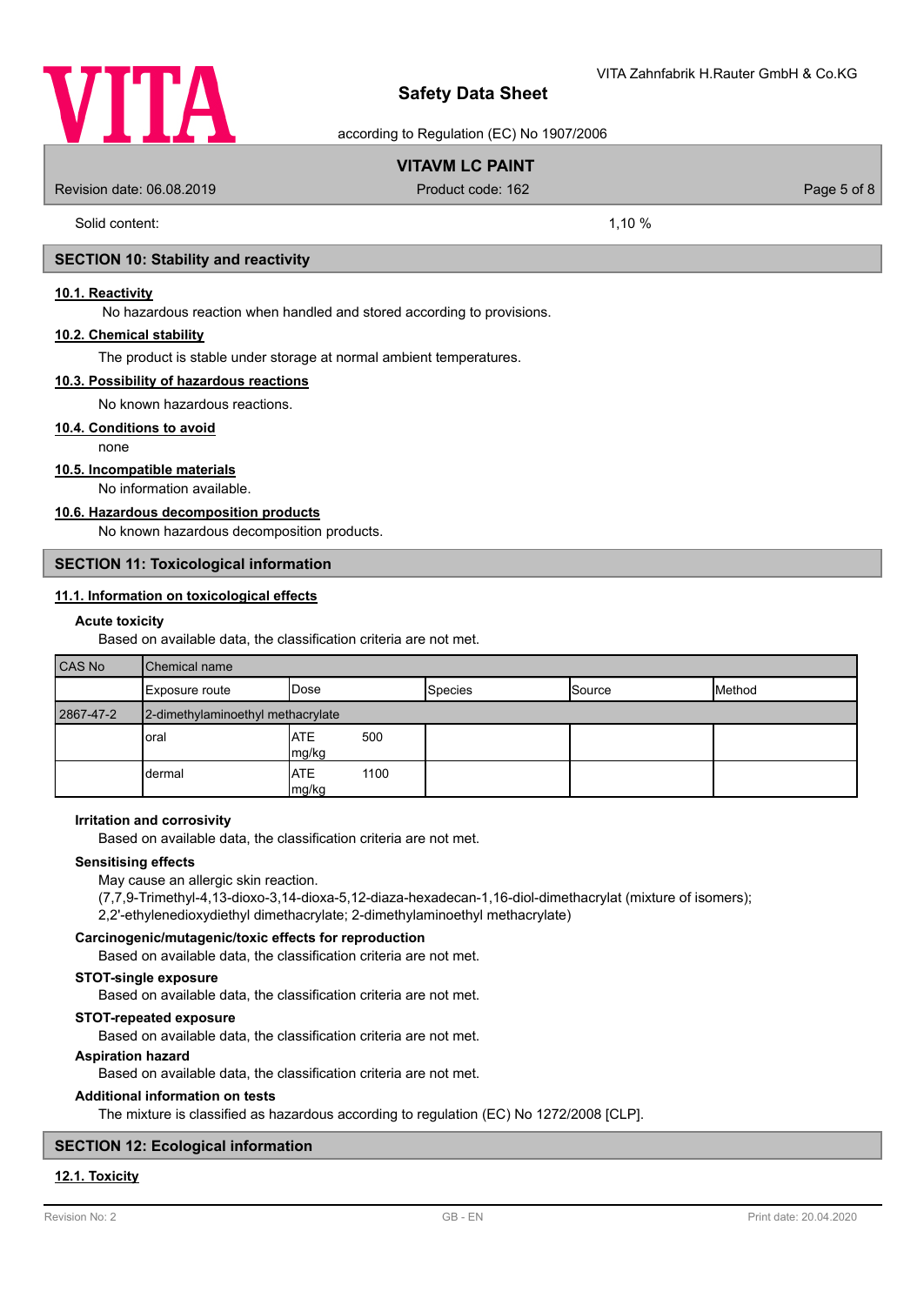Solid content: 1,10 %

## SECTION 10: Stability and reactivity

### 10.1. Reactivity

No hazardous reaction when handled and stored according to provisions.

### 10.2. Chemical stability

The product is stable under storage at normal ambient temperatures.

### 10.3. Possibility of hazardous reactions

No known hazardous reactions.

### 10.4. Conditions to avoid

none

### 10.5. Incompatible materials

No information available.

### 10.6. Hazardous decomposition products

No known hazardous decomposition products.

## SECTION 11: Toxicological information

### 11.1. Information on toxicological effects

**Acute toxicity**

Based on available data, the classification criteria are not met.

| CAS No | Chemical name | | | | |
|---|---|---|---|---|---|
| | Exposure route | Dose | Species | Source | Method |
| 2867-47-2 | 2-dimethylaminoethyl methacrylate | | | | |
| | oral | ATE 500 mg/kg | | | |
| | dermal | ATE 1100 mg/kg | | | |

**Irritation and corrosivity**

Based on available data, the classification criteria are not met.

**Sensitising effects**

May cause an allergic skin reaction.
(7,7,9-Trimethyl-4,13-dioxo-3,14-dioxa-5,12-diaza-hexadecan-1,16-diol-dimethacrylat (mixture of isomers); 2,2'-ethylenedioxydiethyl dimethacrylate; 2-dimethylaminoethyl methacrylate)

**Carcinogenic/mutagenic/toxic effects for reproduction**

Based on available data, the classification criteria are not met.

**STOT-single exposure**

Based on available data, the classification criteria are not met.

**STOT-repeated exposure**

Based on available data, the classification criteria are not met.

**Aspiration hazard**

Based on available data, the classification criteria are not met.

**Additional information on tests**

The mixture is classified as hazardous according to regulation (EC) No 1272/2008 [CLP].

## SECTION 12: Ecological information

### 12.1. Toxicity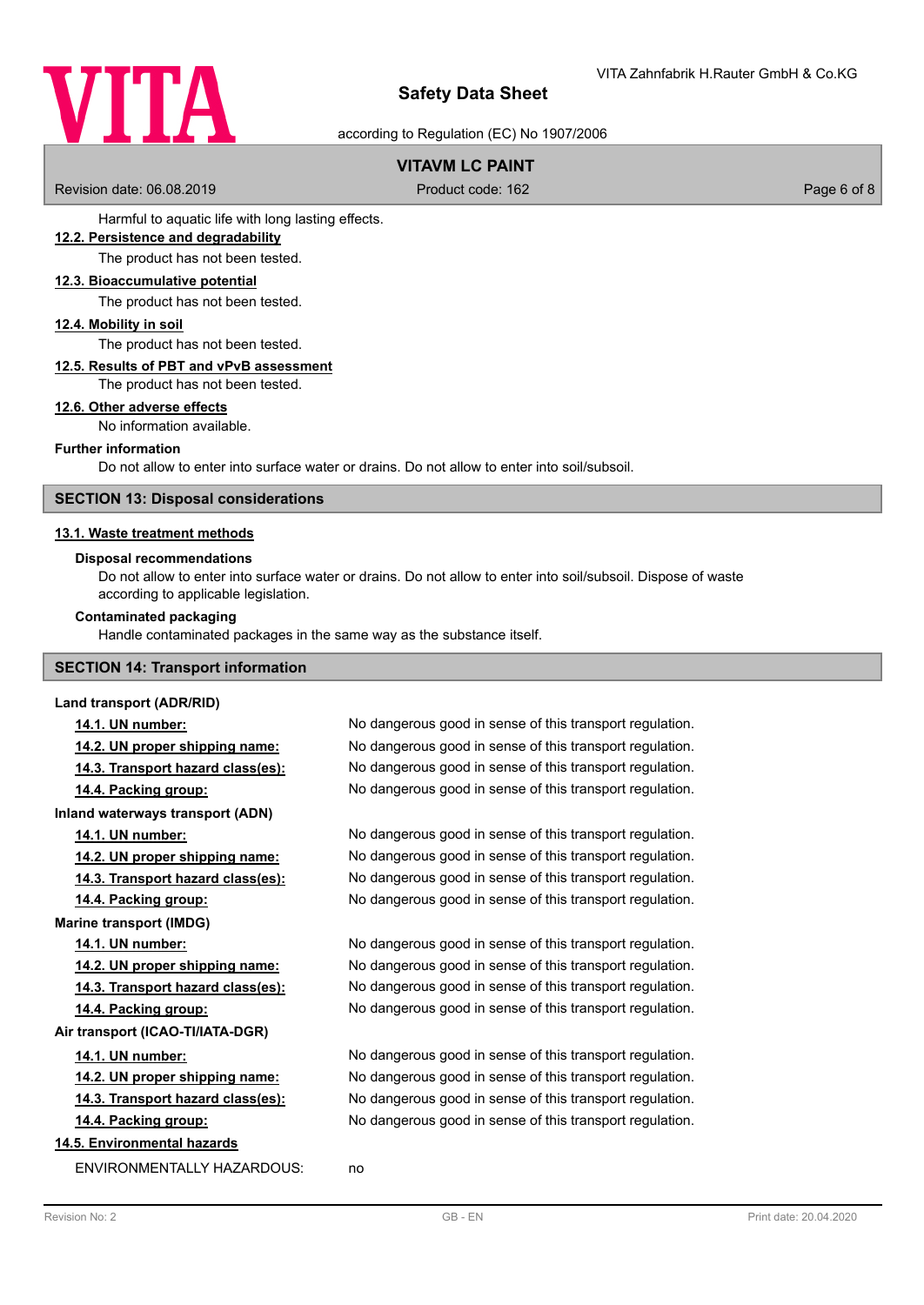Harmful to aquatic life with long lasting effects.

**12.2. Persistence and degradability**

The product has not been tested.

**12.3. Bioaccumulative potential**

The product has not been tested.

**12.4. Mobility in soil**

The product has not been tested.

**12.5. Results of PBT and vPvB assessment**

The product has not been tested.

**12.6. Other adverse effects**

No information available.

**Further information**

Do not allow to enter into surface water or drains. Do not allow to enter into soil/subsoil.

## SECTION 13: Disposal considerations

**13.1. Waste treatment methods**

**Disposal recommendations**

Do not allow to enter into surface water or drains. Do not allow to enter into soil/subsoil. Dispose of waste according to applicable legislation.

**Contaminated packaging**

Handle contaminated packages in the same way as the substance itself.

## SECTION 14: Transport information

**Land transport (ADR/RID)**

| | |
|---|---|
| **14.1. UN number:** | No dangerous good in sense of this transport regulation. |
| **14.2. UN proper shipping name:** | No dangerous good in sense of this transport regulation. |
| **14.3. Transport hazard class(es):** | No dangerous good in sense of this transport regulation. |
| **14.4. Packing group:** | No dangerous good in sense of this transport regulation. |

**Inland waterways transport (ADN)**

| | |
|---|---|
| **14.1. UN number:** | No dangerous good in sense of this transport regulation. |
| **14.2. UN proper shipping name:** | No dangerous good in sense of this transport regulation. |
| **14.3. Transport hazard class(es):** | No dangerous good in sense of this transport regulation. |
| **14.4. Packing group:** | No dangerous good in sense of this transport regulation. |

**Marine transport (IMDG)**

| | |
|---|---|
| **14.1. UN number:** | No dangerous good in sense of this transport regulation. |
| **14.2. UN proper shipping name:** | No dangerous good in sense of this transport regulation. |
| **14.3. Transport hazard class(es):** | No dangerous good in sense of this transport regulation. |
| **14.4. Packing group:** | No dangerous good in sense of this transport regulation. |

**Air transport (ICAO-TI/IATA-DGR)**

| | |
|---|---|
| **14.1. UN number:** | No dangerous good in sense of this transport regulation. |
| **14.2. UN proper shipping name:** | No dangerous good in sense of this transport regulation. |
| **14.3. Transport hazard class(es):** | No dangerous good in sense of this transport regulation. |
| **14.4. Packing group:** | No dangerous good in sense of this transport regulation. |

**14.5. Environmental hazards**

ENVIRONMENTALLY HAZARDOUS: no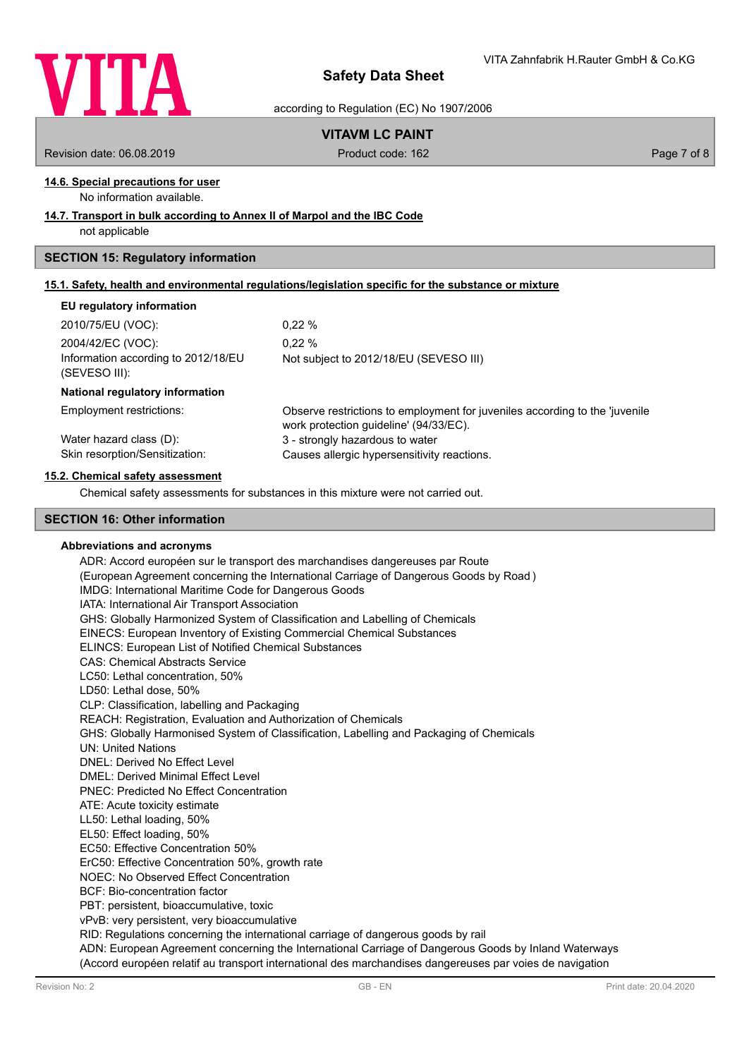#### 14.6. Special precautions for user

No information available.

#### 14.7. Transport in bulk according to Annex II of Marpol and the IBC Code

not applicable

## SECTION 15: Regulatory information

#### 15.1. Safety, health and environmental regulations/legislation specific for the substance or mixture

**EU regulatory information**

| | |
|---|---|
| 2010/75/EU (VOC): | 0,22 % |
| 2004/42/EC (VOC): | 0,22 % |
| Information according to 2012/18/EU (SEVESO III): | Not subject to 2012/18/EU (SEVESO III) |

**National regulatory information**

| | |
|---|---|
| Employment restrictions: | Observe restrictions to employment for juveniles according to the 'juvenile work protection guideline' (94/33/EC). |
| Water hazard class (D): | 3 - strongly hazardous to water |
| Skin resorption/Sensitization: | Causes allergic hypersensitivity reactions. |

#### 15.2. Chemical safety assessment

Chemical safety assessments for substances in this mixture were not carried out.

## SECTION 16: Other information

**Abbreviations and acronyms**

ADR: Accord européen sur le transport des marchandises dangereuses par Route
(European Agreement concerning the International Carriage of Dangerous Goods by Road )
IMDG: International Maritime Code for Dangerous Goods
IATA: International Air Transport Association
GHS: Globally Harmonized System of Classification and Labelling of Chemicals
EINECS: European Inventory of Existing Commercial Chemical Substances
ELINCS: European List of Notified Chemical Substances
CAS: Chemical Abstracts Service
LC50: Lethal concentration, 50%
LD50: Lethal dose, 50%
CLP: Classification, labelling and Packaging
REACH: Registration, Evaluation and Authorization of Chemicals
GHS: Globally Harmonised System of Classification, Labelling and Packaging of Chemicals
UN: United Nations
DNEL: Derived No Effect Level
DMEL: Derived Minimal Effect Level
PNEC: Predicted No Effect Concentration
ATE: Acute toxicity estimate
LL50: Lethal loading, 50%
EL50: Effect loading, 50%
EC50: Effective Concentration 50%
ErC50: Effective Concentration 50%, growth rate
NOEC: No Observed Effect Concentration
BCF: Bio-concentration factor
PBT: persistent, bioaccumulative, toxic
vPvB: very persistent, very bioaccumulative
RID: Regulations concerning the international carriage of dangerous goods by rail
ADN: European Agreement concerning the International Carriage of Dangerous Goods by Inland Waterways
(Accord européen relatif au transport international des marchandises dangereuses par voies de navigation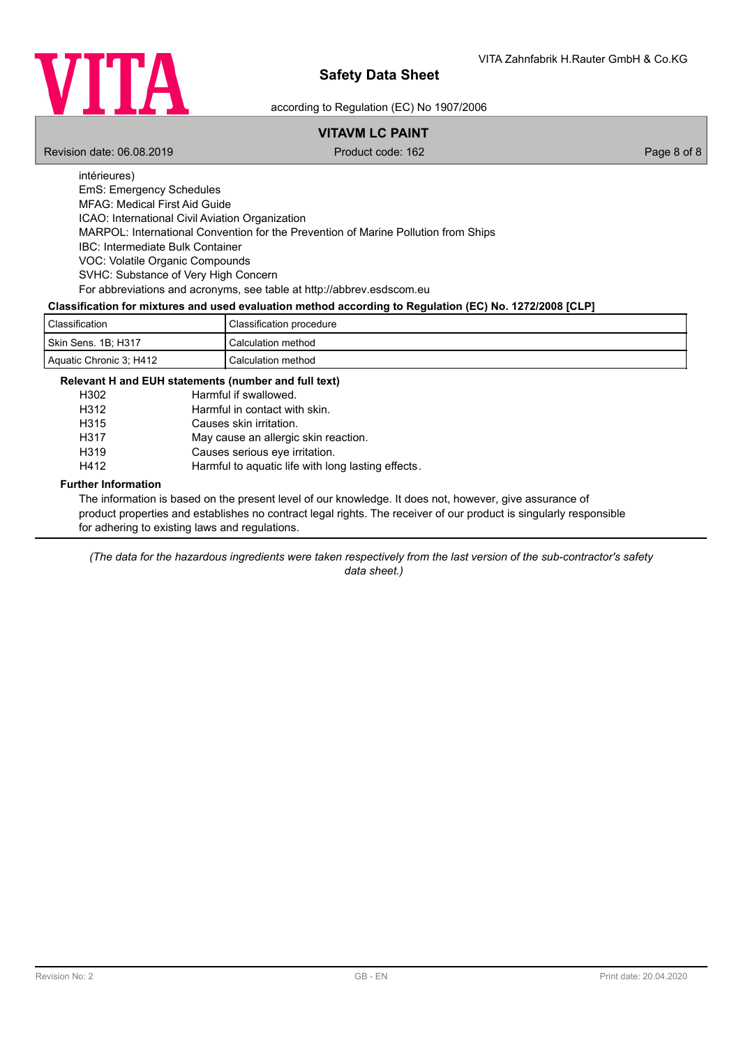intérieures)
EmS: Emergency Schedules
MFAG: Medical First Aid Guide
ICAO: International Civil Aviation Organization
MARPOL: International Convention for the Prevention of Marine Pollution from Ships
IBC: Intermediate Bulk Container
VOC: Volatile Organic Compounds
SVHC: Substance of Very High Concern
For abbreviations and acronyms, see table at http://abbrev.esdscom.eu

**Classification for mixtures and used evaluation method according to Regulation (EC) No. 1272/2008 [CLP]**

| Classification | Classification procedure |
|---|---|
| Skin Sens. 1B; H317 | Calculation method |
| Aquatic Chronic 3; H412 | Calculation method |

**Relevant H and EUH statements (number and full text)**

| | |
|---|---|
| H302 | Harmful if swallowed. |
| H312 | Harmful in contact with skin. |
| H315 | Causes skin irritation. |
| H317 | May cause an allergic skin reaction. |
| H319 | Causes serious eye irritation. |
| H412 | Harmful to aquatic life with long lasting effects. |

**Further Information**

The information is based on the present level of our knowledge. It does not, however, give assurance of product properties and establishes no contract legal rights. The receiver of our product is singularly responsible for adhering to existing laws and regulations.

*(The data for the hazardous ingredients were taken respectively from the last version of the sub-contractor's safety data sheet.)*